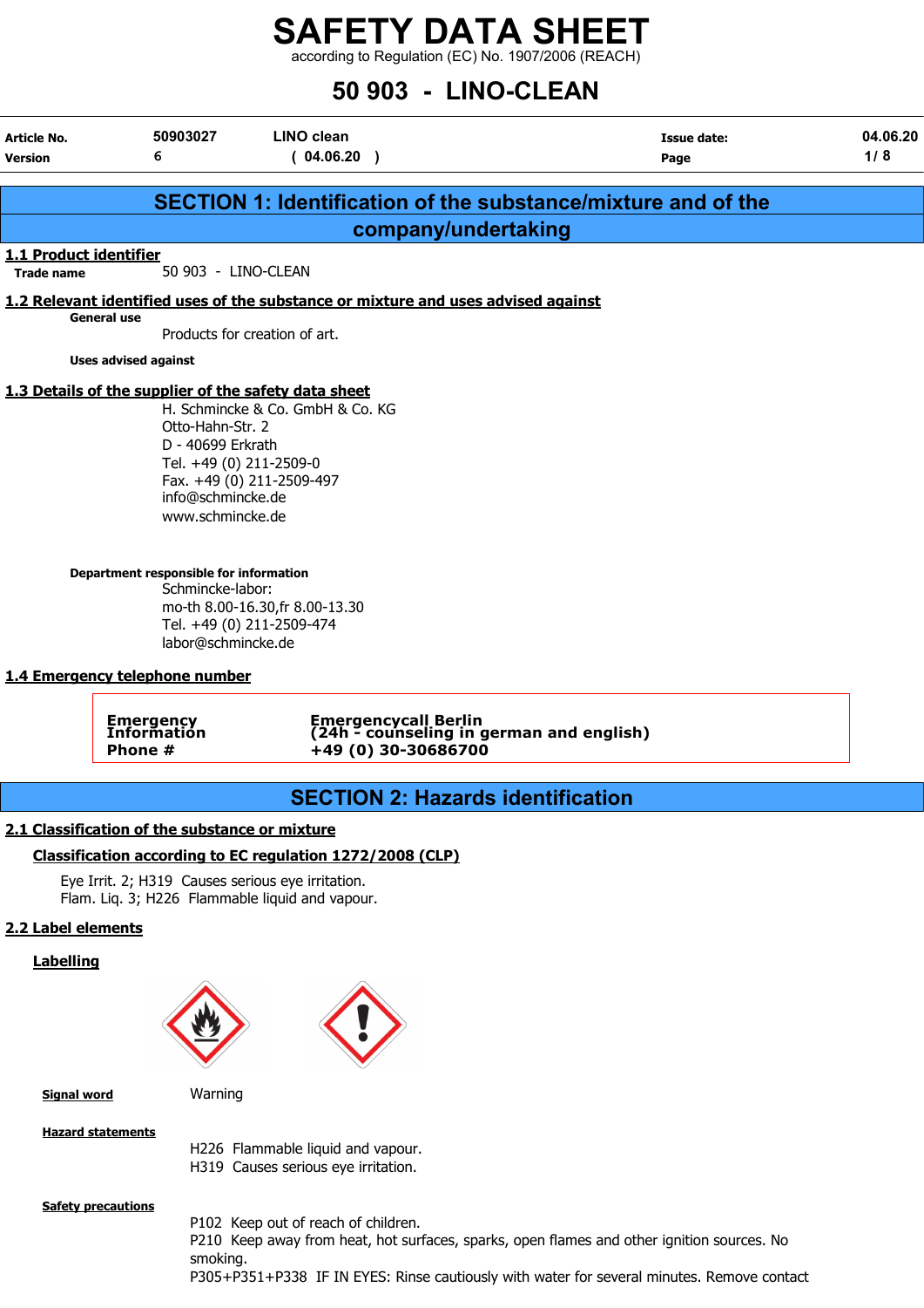# SAFETY DATA SHEET

according to Regulation (EC) No. 1907/2006 (REACH)

# 50 903 - LINO-CLEAN

| Article No. | 50903027 | LINO clean | Issue date: | 04.06.20 |
|---|---|---|---|---|
| Version | 6 | ( 04.06.20 ) | Page | 1/ 8 |

## SECTION 1: Identification of the substance/mixture and of the company/undertaking

### 1.1 Product identifier

**Trade name** 50 903 - LINO-CLEAN

### 1.2 Relevant identified uses of the substance or mixture and uses advised against

**General use**

Products for creation of art.

**Uses advised against**

### 1.3 Details of the supplier of the safety data sheet

H. Schmincke & Co. GmbH & Co. KG
Otto-Hahn-Str. 2
D - 40699 Erkrath
Tel. +49 (0) 211-2509-0
Fax. +49 (0) 211-2509-497
info@schmincke.de
www.schmincke.de

**Department responsible for information**

Schmincke-labor:
mo-th 8.00-16.30,fr 8.00-13.30
Tel. +49 (0) 211-2509-474
labor@schmincke.de

### 1.4 Emergency telephone number

| Emergency Information Phone # | Emergencycall Berlin (24h - counseling in german and english) +49 (0) 30-30686700 |
|---|---|

## SECTION 2: Hazards identification

### 2.1 Classification of the substance or mixture

**Classification according to EC regulation 1272/2008 (CLP)**

Eye Irrit. 2; H319 Causes serious eye irritation.
Flam. Liq. 3; H226 Flammable liquid and vapour.

### 2.2 Label elements

**Labelling**

**Signal word** Warning

**Hazard statements**

H226 Flammable liquid and vapour.
H319 Causes serious eye irritation.

**Safety precautions**

P102 Keep out of reach of children.
P210 Keep away from heat, hot surfaces, sparks, open flames and other ignition sources. No smoking.
P305+P351+P338 IF IN EYES: Rinse cautiously with water for several minutes. Remove contact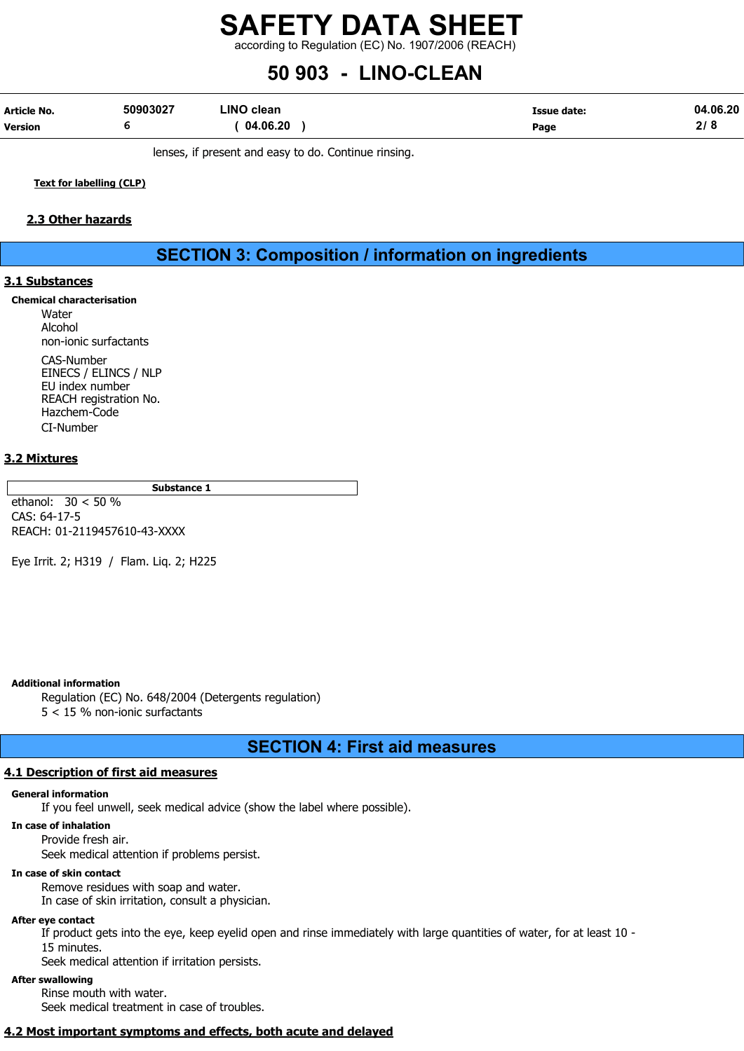lenses, if present and easy to do. Continue rinsing.

**Text for labelling (CLP)**

### 2.3 Other hazards

## SECTION 3: Composition / information on ingredients

### 3.1 Substances

**Chemical characterisation**

Water
Alcohol
non-ionic surfactants

CAS-Number
EINECS / ELINCS / NLP
EU index number
REACH registration No.
Hazchem-Code
CI-Number

### 3.2 Mixtures

| Substance 1 |
| --- |
| ethanol: 30 < 50 %<br>CAS: 64-17-5<br>REACH: 01-2119457610-43-XXXX<br><br>Eye Irrit. 2; H319 / Flam. Liq. 2; H225 |

**Additional information**

Regulation (EC) No. 648/2004 (Detergents regulation)
5 < 15 % non-ionic surfactants

## SECTION 4: First aid measures

### 4.1 Description of first aid measures

**General information**

If you feel unwell, seek medical advice (show the label where possible).

**In case of inhalation**

Provide fresh air.
Seek medical attention if problems persist.

**In case of skin contact**

Remove residues with soap and water.
In case of skin irritation, consult a physician.

**After eye contact**

If product gets into the eye, keep eyelid open and rinse immediately with large quantities of water, for at least 10 - 15 minutes.
Seek medical attention if irritation persists.

**After swallowing**

Rinse mouth with water.
Seek medical treatment in case of troubles.

### 4.2 Most important symptoms and effects, both acute and delayed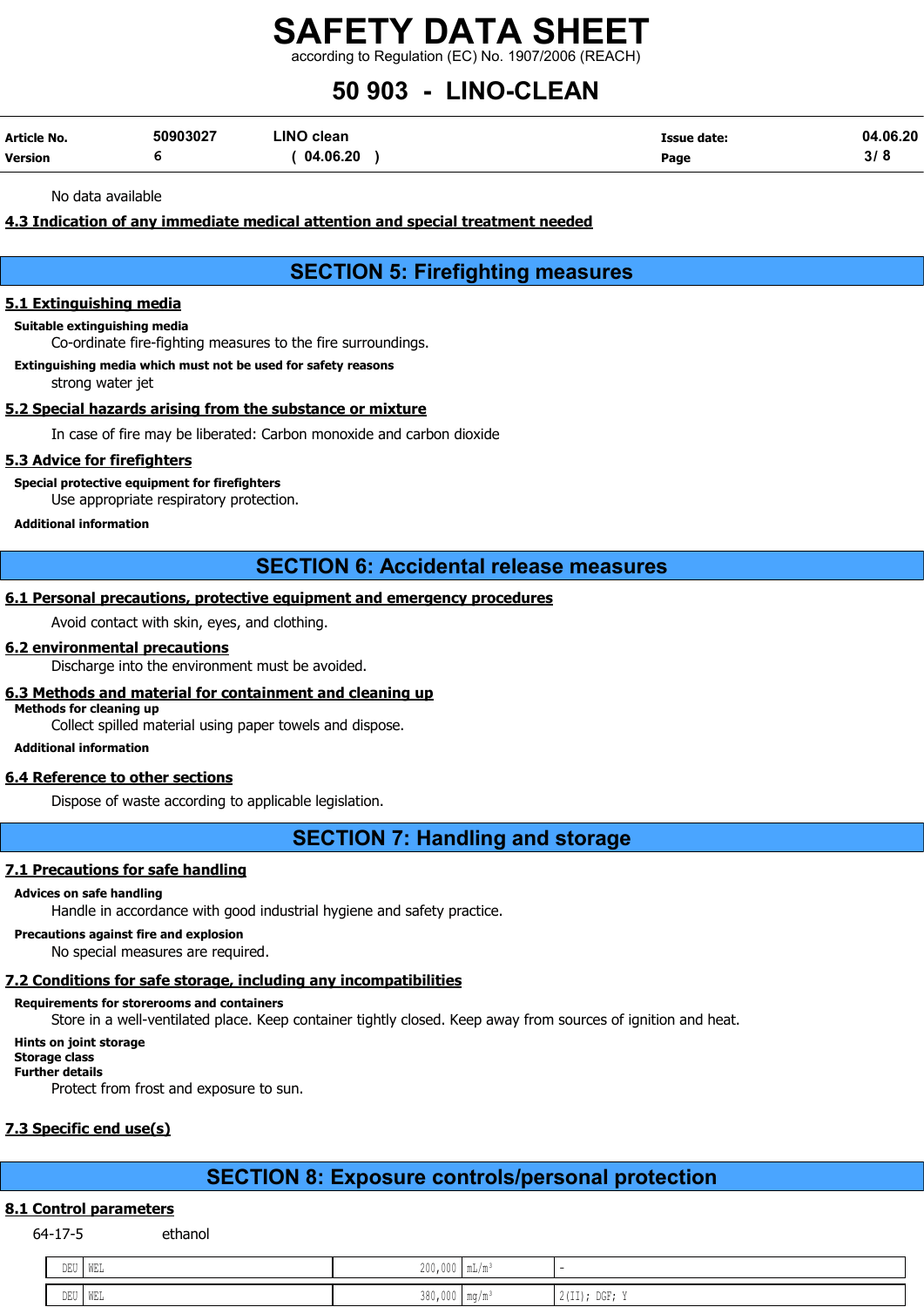No data available

### 4.3 Indication of any immediate medical attention and special treatment needed

## SECTION 5: Firefighting measures

### 5.1 Extinguishing media

**Suitable extinguishing media**

Co-ordinate fire-fighting measures to the fire surroundings.

**Extinguishing media which must not be used for safety reasons**

strong water jet

### 5.2 Special hazards arising from the substance or mixture

In case of fire may be liberated: Carbon monoxide and carbon dioxide

### 5.3 Advice for firefighters

**Special protective equipment for firefighters**

Use appropriate respiratory protection.

**Additional information**

## SECTION 6: Accidental release measures

### 6.1 Personal precautions, protective equipment and emergency procedures

Avoid contact with skin, eyes, and clothing.

### 6.2 environmental precautions

Discharge into the environment must be avoided.

### 6.3 Methods and material for containment and cleaning up

**Methods for cleaning up**

Collect spilled material using paper towels and dispose.

**Additional information**

### 6.4 Reference to other sections

Dispose of waste according to applicable legislation.

## SECTION 7: Handling and storage

### 7.1 Precautions for safe handling

**Advices on safe handling**

Handle in accordance with good industrial hygiene and safety practice.

**Precautions against fire and explosion**

No special measures are required.

### 7.2 Conditions for safe storage, including any incompatibilities

**Requirements for storerooms and containers**

Store in a well-ventilated place. Keep container tightly closed. Keep away from sources of ignition and heat.

**Hints on joint storage**

**Storage class**

**Further details**

Protect from frost and exposure to sun.

### 7.3 Specific end use(s)

## SECTION 8: Exposure controls/personal protection

### 8.1 Control parameters

64-17-5 ethanol

| | | | | |
|---|---|---|---|---|
| DEU | WEL | 200,000 | mL/m³ | - |
| DEU | WEL | 380,000 | mg/m³ | 2(II); DGF; Y |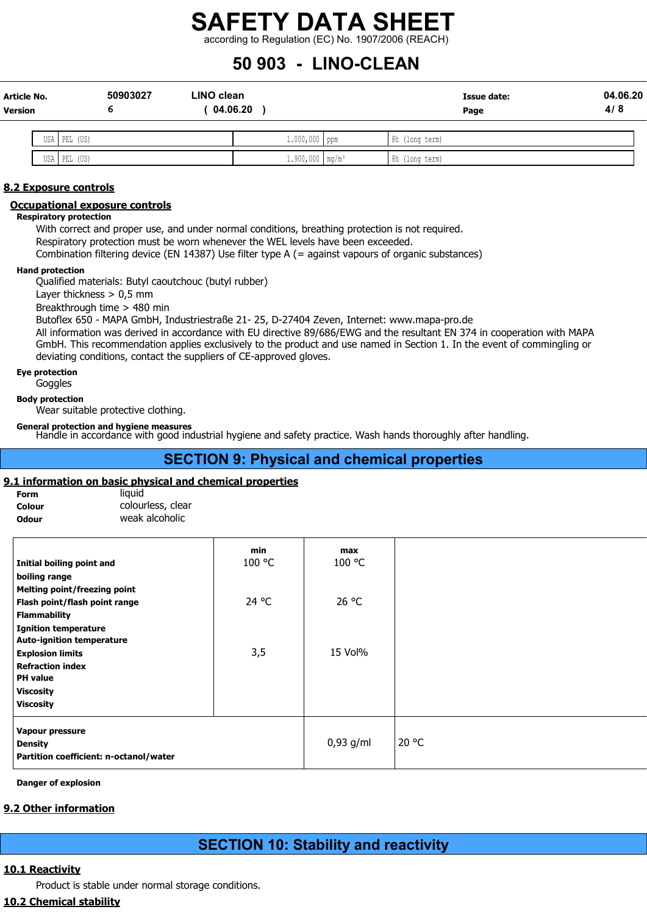| | | | | |
|---|---|---|---|---|
| USA | PEL (US) | 1.000,000 | ppm | 8h (long term) |
| USA | PEL (US) | 1.900,000 | mg/m³ | 8h (long term) |

## 8.2 Exposure controls

### Occupational exposure controls

**Respiratory protection**

With correct and proper use, and under normal conditions, breathing protection is not required.
Respiratory protection must be worn whenever the WEL levels have been exceeded.
Combination filtering device (EN 14387) Use filter type A (= against vapours of organic substances)

**Hand protection**

Qualified materials: Butyl caoutchouc (butyl rubber)
Layer thickness > 0,5 mm
Breakthrough time > 480 min
Butoflex 650 - MAPA GmbH, Industriestraße 21- 25, D-27404 Zeven, Internet: www.mapa-pro.de
All information was derived in accordance with EU directive 89/686/EWG and the resultant EN 374 in cooperation with MAPA GmbH. This recommendation applies exclusively to the product and use named in Section 1. In the event of commingling or deviating conditions, contact the suppliers of CE-approved gloves.

**Eye protection**

Goggles

**Body protection**

Wear suitable protective clothing.

**General protection and hygiene measures**

Handle in accordance with good industrial hygiene and safety practice. Wash hands thoroughly after handling.

# SECTION 9: Physical and chemical properties

## 9.1 information on basic physical and chemical properties

**Form** liquid
**Colour** colourless, clear
**Odour** weak alcoholic

| | min | max | |
|---|---|---|---|
| **Initial boiling point and boiling range** | 100 °C | 100 °C | |
| **Melting point/freezing point** | | | |
| **Flash point/flash point range** | 24 °C | 26 °C | |
| **Flammability** | | | |
| **Ignition temperature** | | | |
| **Auto-ignition temperature** | | | |
| **Explosion limits** | 3,5 | 15 Vol% | |
| **Refraction index** | | | |
| **PH value** | | | |
| **Viscosity** | | | |
| **Viscosity** | | | |
| **Vapour pressure** | | | |
| **Density** | | 0,93 g/ml | 20 °C |
| **Partition coefficient: n-octanol/water** | | | |

**Danger of explosion**

## 9.2 Other information

# SECTION 10: Stability and reactivity

## 10.1 Reactivity

Product is stable under normal storage conditions.

## 10.2 Chemical stability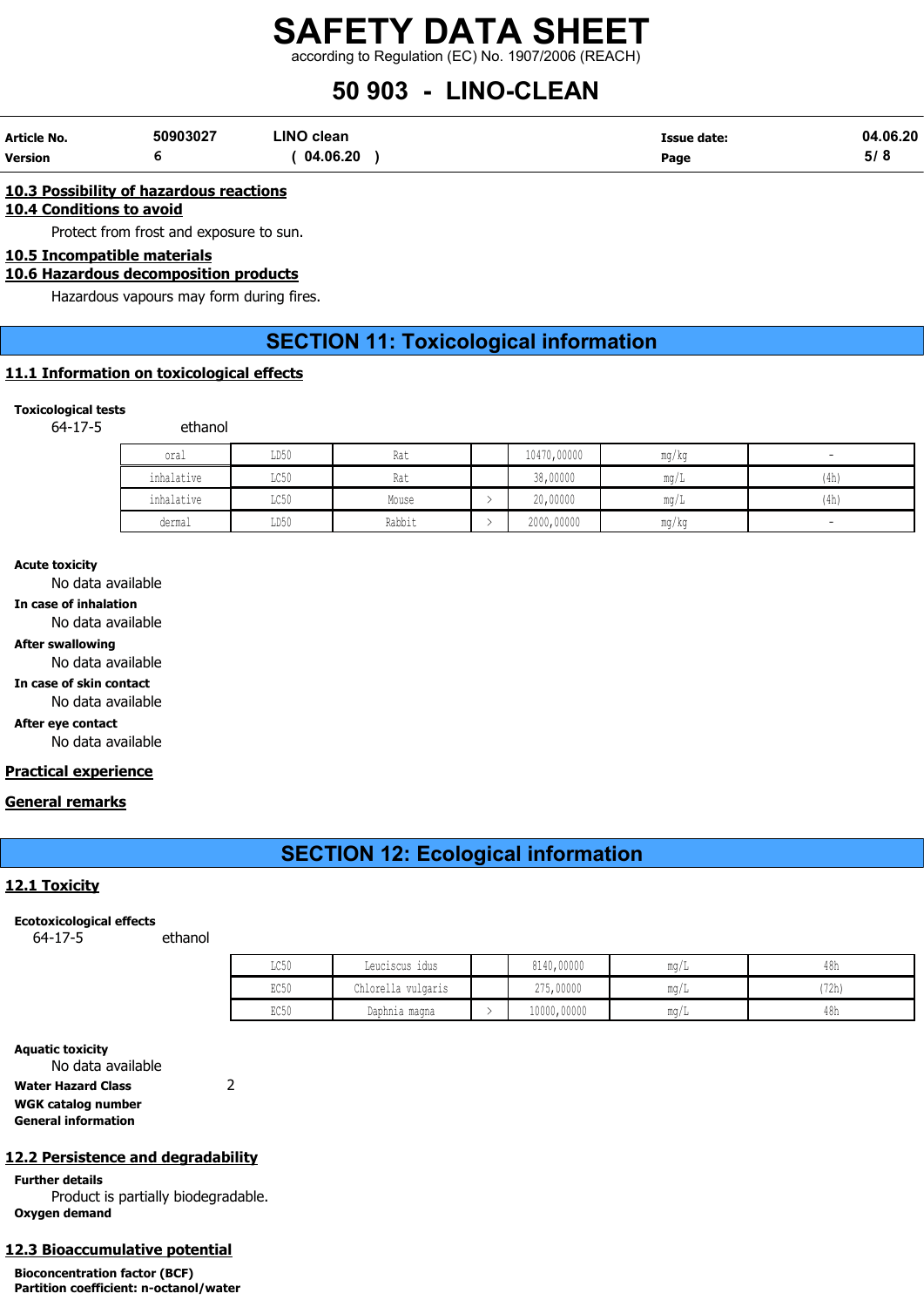#### 10.3 Possibility of hazardous reactions

#### 10.4 Conditions to avoid

Protect from frost and exposure to sun.

#### 10.5 Incompatible materials

#### 10.6 Hazardous decomposition products

Hazardous vapours may form during fires.

## SECTION 11: Toxicological information

#### 11.1 Information on toxicological effects

**Toxicological tests**

64-17-5 ethanol

| | | | | | | |
|---|---|---|---|---|---|---|
| oral | LD50 | Rat | | 10470,00000 | mg/kg | - |
| inhalative | LC50 | Rat | | 38,00000 | mg/L | (4h) |
| inhalative | LC50 | Mouse | > | 20,00000 | mg/L | (4h) |
| dermal | LD50 | Rabbit | > | 2000,00000 | mg/kg | - |

**Acute toxicity**

No data available

**In case of inhalation**

No data available

**After swallowing**

No data available

**In case of skin contact**

No data available

**After eye contact**

No data available

#### Practical experience

#### General remarks

## SECTION 12: Ecological information

#### 12.1 Toxicity

**Ecotoxicological effects**

64-17-5 ethanol

| | | | | | |
|---|---|---|---|---|---|
| LC50 | Leuciscus idus | | 8140,00000 | mg/L | 48h |
| EC50 | Chlorella vulgaris | | 275,00000 | mg/L | (72h) |
| EC50 | Daphnia magna | > | 10000,00000 | mg/L | 48h |

**Aquatic toxicity**

No data available

**Water Hazard Class** 2

**WGK catalog number**

**General information**

#### 12.2 Persistence and degradability

**Further details**

Product is partially biodegradable.

**Oxygen demand**

#### 12.3 Bioaccumulative potential

**Bioconcentration factor (BCF)**

**Partition coefficient: n-octanol/water**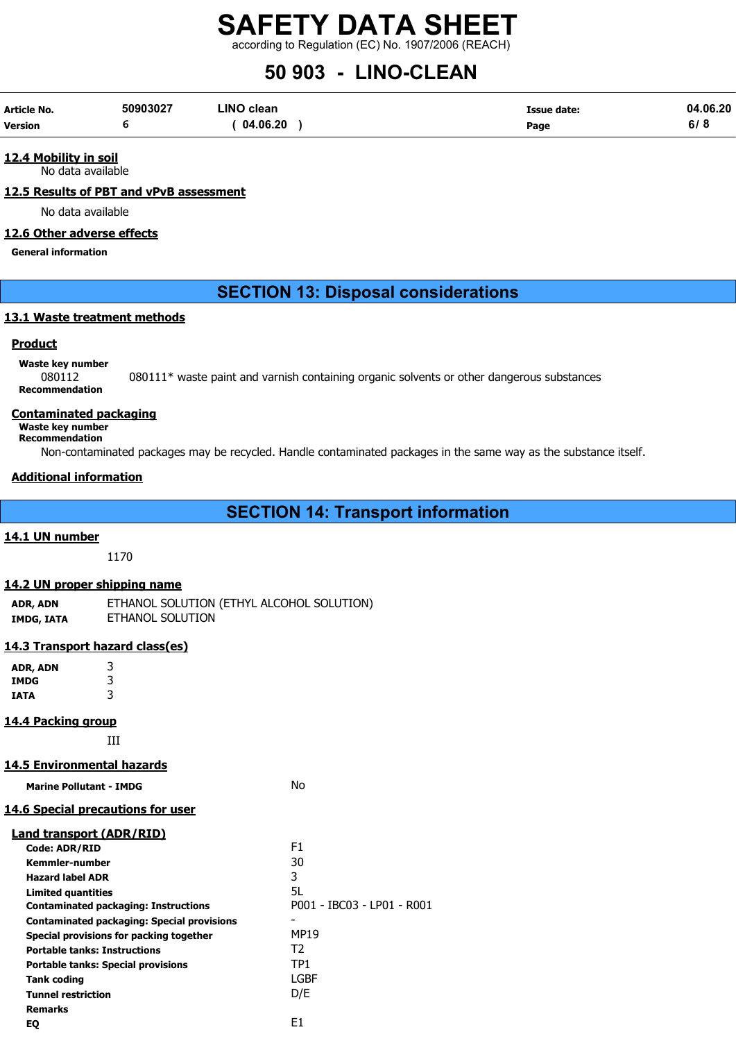### 12.4 Mobility in soil

No data available

### 12.5 Results of PBT and vPvB assessment

No data available

### 12.6 Other adverse effects

**General information**

## SECTION 13: Disposal considerations

### 13.1 Waste treatment methods

**Product**

**Waste key number**

080112 080111* waste paint and varnish containing organic solvents or other dangerous substances

**Recommendation**

**Contaminated packaging**

**Waste key number**

**Recommendation**

Non-contaminated packages may be recycled. Handle contaminated packages in the same way as the substance itself.

**Additional information**

## SECTION 14: Transport information

### 14.1 UN number

1170

### 14.2 UN proper shipping name

| | |
|---|---|
| **ADR, ADN** | ETHANOL SOLUTION (ETHYL ALCOHOL SOLUTION) |
| **IMDG, IATA** | ETHANOL SOLUTION |

### 14.3 Transport hazard class(es)

| | |
|---|---|
| **ADR, ADN** | 3 |
| **IMDG** | 3 |
| **IATA** | 3 |

### 14.4 Packing group

III

### 14.5 Environmental hazards

| | |
|---|---|
| **Marine Pollutant - IMDG** | No |

### 14.6 Special precautions for user

**Land transport (ADR/RID)**

| | |
|---|---|
| **Code: ADR/RID** | F1 |
| **Kemmler-number** | 30 |
| **Hazard label ADR** | 3 |
| **Limited quantities** | 5L |
| **Contaminated packaging: Instructions** | P001 - IBC03 - LP01 - R001 |
| **Contaminated packaging: Special provisions** | - |
| **Special provisions for packing together** | MP19 |
| **Portable tanks: Instructions** | T2 |
| **Portable tanks: Special provisions** | TP1 |
| **Tank coding** | LGBF |
| **Tunnel restriction** | D/E |
| **Remarks** | |
| **EQ** | E1 |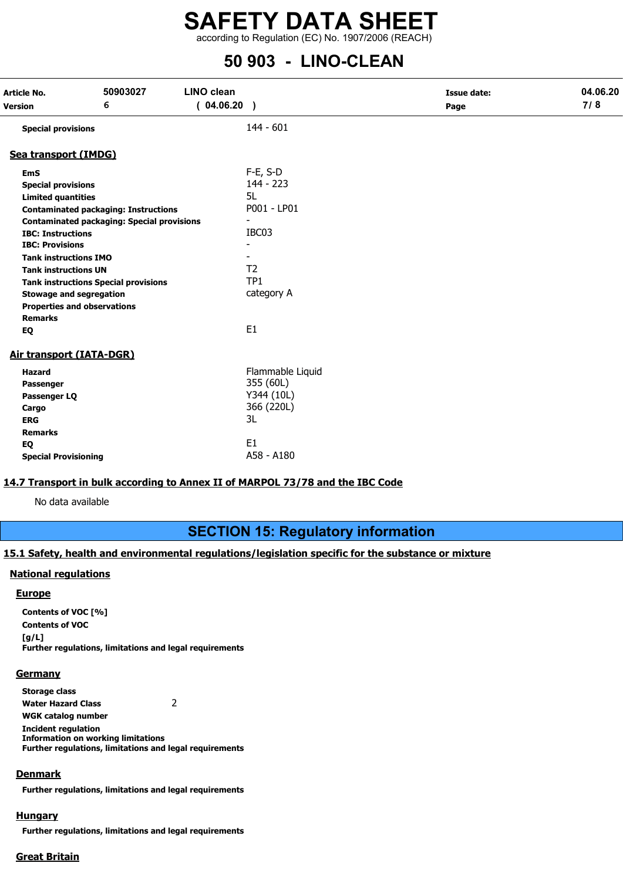| | |
|---|---|
| **Special provisions** | 144 - 601 |

### Sea transport (IMDG)

| | |
|---|---|
| **EmS** | F-E, S-D |
| **Special provisions** | 144 - 223 |
| **Limited quantities** | 5L |
| **Contaminated packaging: Instructions** | P001 - LP01 |
| **Contaminated packaging: Special provisions** | - |
| **IBC: Instructions** | IBC03 |
| **IBC: Provisions** | - |
| **Tank instructions IMO** | - |
| **Tank instructions UN** | T2 |
| **Tank instructions Special provisions** | TP1 |
| **Stowage and segregation** | category A |
| **Properties and observations** | |
| **Remarks** | |
| **EQ** | E1 |

### Air transport (IATA-DGR)

| | |
|---|---|
| **Hazard** | Flammable Liquid |
| **Passenger** | 355 (60L) |
| **Passenger LQ** | Y344 (10L) |
| **Cargo** | 366 (220L) |
| **ERG** | 3L |
| **Remarks** | |
| **EQ** | E1 |
| **Special Provisioning** | A58 - A180 |

### 14.7 Transport in bulk according to Annex II of MARPOL 73/78 and the IBC Code

No data available

## SECTION 15: Regulatory information

### 15.1 Safety, health and environmental regulations/legislation specific for the substance or mixture

#### National regulations

##### Europe

**Contents of VOC [%]**

**Contents of VOC [g/L]**

**Further regulations, limitations and legal requirements**

##### Germany

**Storage class**

**Water Hazard Class** 2

**WGK catalog number**

**Incident regulation**

**Information on working limitations**

**Further regulations, limitations and legal requirements**

##### Denmark

**Further regulations, limitations and legal requirements**

##### Hungary

**Further regulations, limitations and legal requirements**

##### Great Britain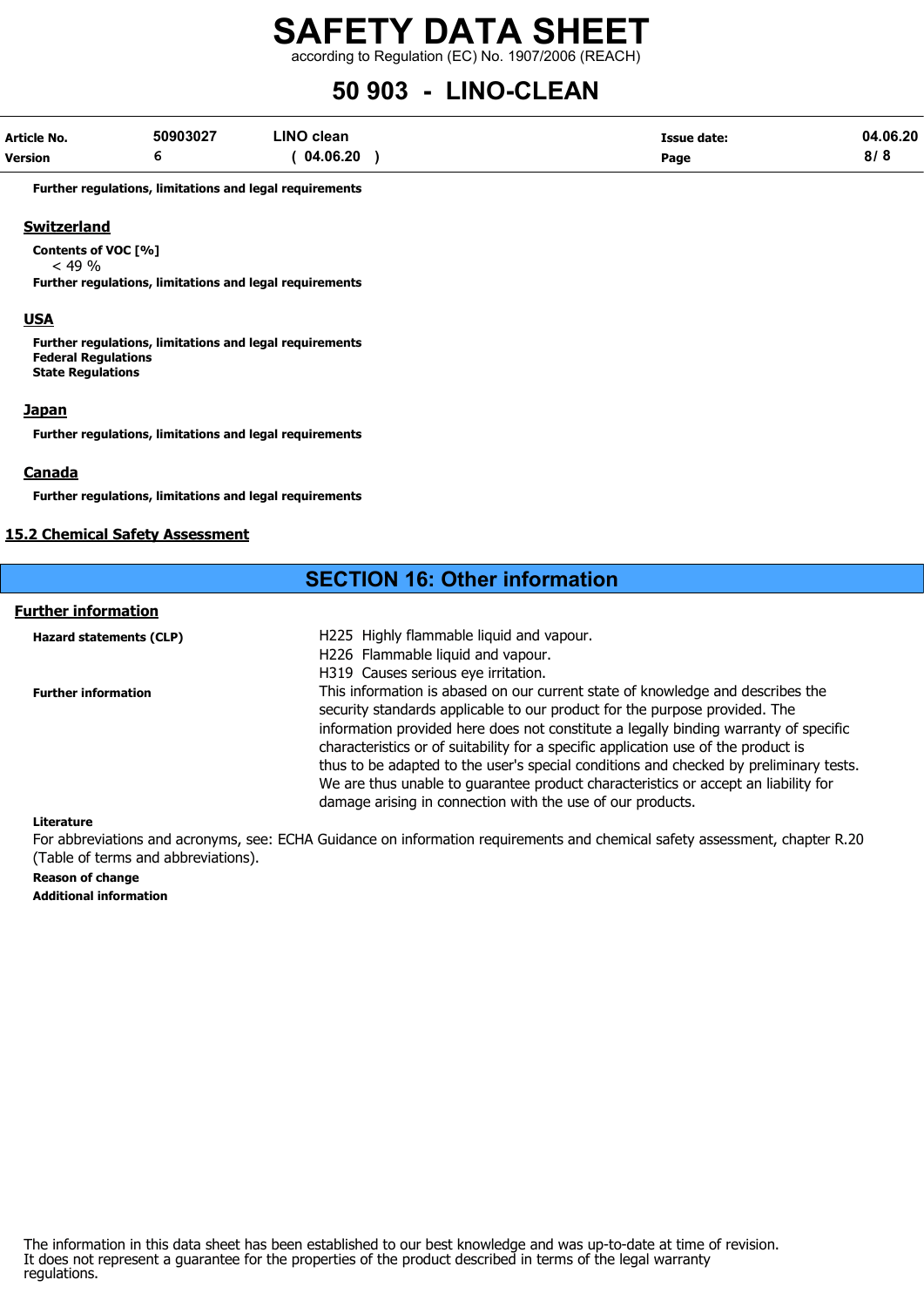**Further regulations, limitations and legal requirements**

## Switzerland

**Contents of VOC [%]**

< 49 %

**Further regulations, limitations and legal requirements**

## USA

**Further regulations, limitations and legal requirements**

**Federal Regulations**

**State Regulations**

## Japan

**Further regulations, limitations and legal requirements**

## Canada

**Further regulations, limitations and legal requirements**

## 15.2 Chemical Safety Assessment

# SECTION 16: Other information

## Further information

**Hazard statements (CLP)**

H225 Highly flammable liquid and vapour.
H226 Flammable liquid and vapour.
H319 Causes serious eye irritation.

**Further information**

This information is abased on our current state of knowledge and describes the security standards applicable to our product for the purpose provided. The information provided here does not constitute a legally binding warranty of specific characteristics or of suitability for a specific application use of the product is thus to be adapted to the user's special conditions and checked by preliminary tests. We are thus unable to guarantee product characteristics or accept an liability for damage arising in connection with the use of our products.

**Literature**

For abbreviations and acronyms, see: ECHA Guidance on information requirements and chemical safety assessment, chapter R.20 (Table of terms and abbreviations).

**Reason of change**

**Additional information**

The information in this data sheet has been established to our best knowledge and was up-to-date at time of revision. It does not represent a guarantee for the properties of the product described in terms of the legal warranty regulations.